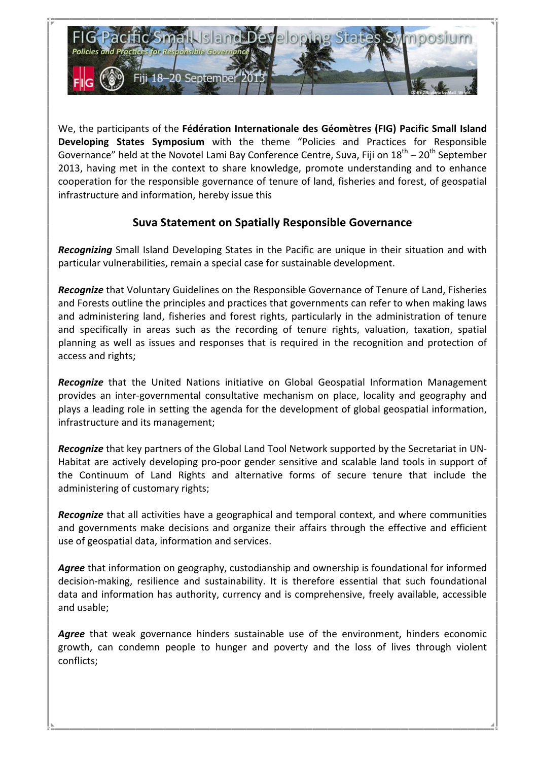FIG Pacific Small Island Developing States Symposium

*Policies and Practices for Responsible Governance*

Fiji 18–20 September 2013

We, the participants of the **Fédération Internationale des Géomètres (FIG) Pacific Small Island Developing States Symposium** with the theme "Policies and Practices for Responsible Governance" held at the Novotel Lami Bay Conference Centre, Suva, Fiji on 18th – 20th September 2013, having met in the context to share knowledge, promote understanding and to enhance cooperation for the responsible governance of tenure of land, fisheries and forest, of geospatial infrastructure and information, hereby issue this

## Suva Statement on Spatially Responsible Governance

***Recognizing*** Small Island Developing States in the Pacific are unique in their situation and with particular vulnerabilities, remain a special case for sustainable development.

***Recognize*** that Voluntary Guidelines on the Responsible Governance of Tenure of Land, Fisheries and Forests outline the principles and practices that governments can refer to when making laws and administering land, fisheries and forest rights, particularly in the administration of tenure and specifically in areas such as the recording of tenure rights, valuation, taxation, spatial planning as well as issues and responses that is required in the recognition and protection of access and rights;

***Recognize*** that the United Nations initiative on Global Geospatial Information Management provides an inter-governmental consultative mechanism on place, locality and geography and plays a leading role in setting the agenda for the development of global geospatial information, infrastructure and its management;

***Recognize*** that key partners of the Global Land Tool Network supported by the Secretariat in UN-Habitat are actively developing pro-poor gender sensitive and scalable land tools in support of the Continuum of Land Rights and alternative forms of secure tenure that include the administering of customary rights;

***Recognize*** that all activities have a geographical and temporal context, and where communities and governments make decisions and organize their affairs through the effective and efficient use of geospatial data, information and services.

***Agree*** that information on geography, custodianship and ownership is foundational for informed decision-making, resilience and sustainability. It is therefore essential that such foundational data and information has authority, currency and is comprehensive, freely available, accessible and usable;

***Agree*** that weak governance hinders sustainable use of the environment, hinders economic growth, can condemn people to hunger and poverty and the loss of lives through violent conflicts;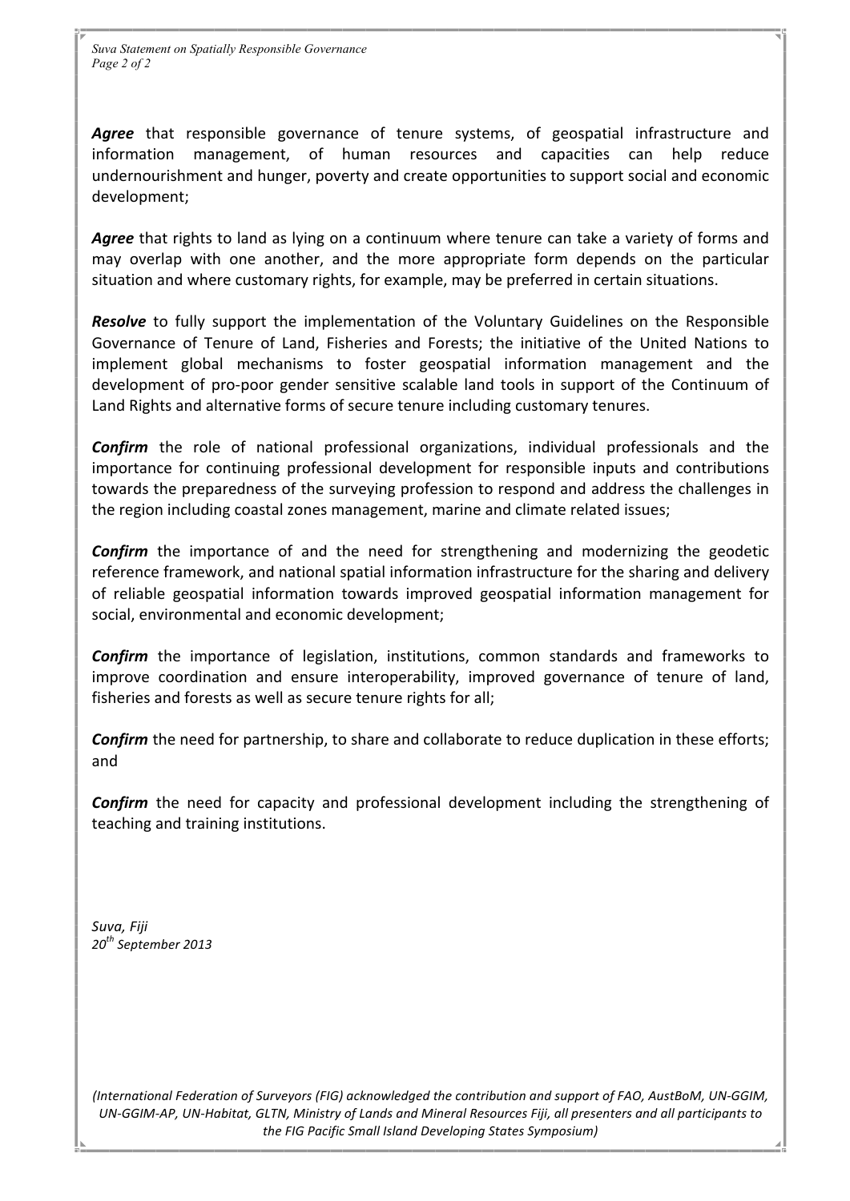***Agree*** that responsible governance of tenure systems, of geospatial infrastructure and information management, of human resources and capacities can help reduce undernourishment and hunger, poverty and create opportunities to support social and economic development;

***Agree*** that rights to land as lying on a continuum where tenure can take a variety of forms and may overlap with one another, and the more appropriate form depends on the particular situation and where customary rights, for example, may be preferred in certain situations.

***Resolve*** to fully support the implementation of the Voluntary Guidelines on the Responsible Governance of Tenure of Land, Fisheries and Forests; the initiative of the United Nations to implement global mechanisms to foster geospatial information management and the development of pro-poor gender sensitive scalable land tools in support of the Continuum of Land Rights and alternative forms of secure tenure including customary tenures.

***Confirm*** the role of national professional organizations, individual professionals and the importance for continuing professional development for responsible inputs and contributions towards the preparedness of the surveying profession to respond and address the challenges in the region including coastal zones management, marine and climate related issues;

***Confirm*** the importance of and the need for strengthening and modernizing the geodetic reference framework, and national spatial information infrastructure for the sharing and delivery of reliable geospatial information towards improved geospatial information management for social, environmental and economic development;

***Confirm*** the importance of legislation, institutions, common standards and frameworks to improve coordination and ensure interoperability, improved governance of tenure of land, fisheries and forests as well as secure tenure rights for all;

***Confirm*** the need for partnership, to share and collaborate to reduce duplication in these efforts; and

***Confirm*** the need for capacity and professional development including the strengthening of teaching and training institutions.

*Suva, Fiji*
*20th September 2013*

*(International Federation of Surveyors (FIG) acknowledged the contribution and support of FAO, AustBoM, UN-GGIM, UN-GGIM-AP, UN-Habitat, GLTN, Ministry of Lands and Mineral Resources Fiji, all presenters and all participants to the FIG Pacific Small Island Developing States Symposium)*